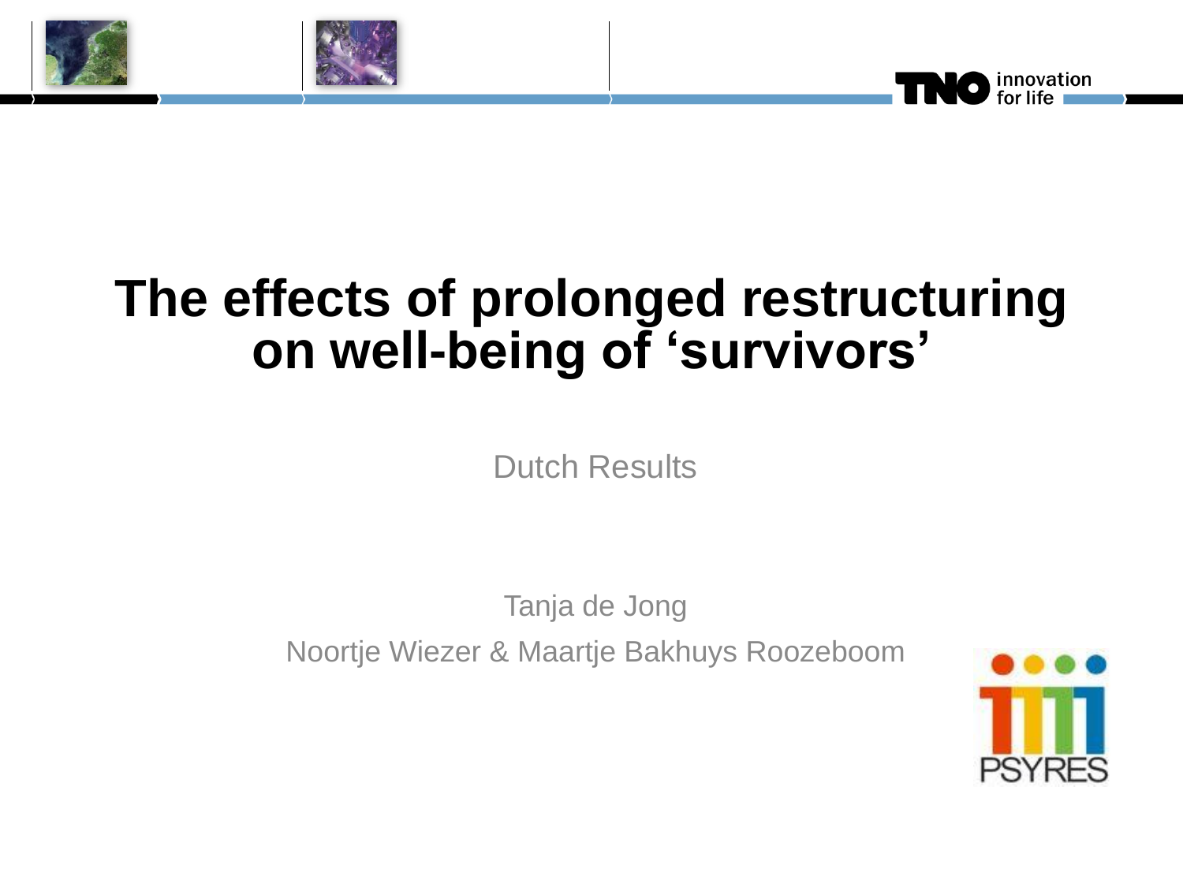# The effects of prolonged restructuring on well-being of ‘survivors’

Dutch Results

Tanja de Jong

Noortje Wiezer & Maartje Bakhuys Roozeboom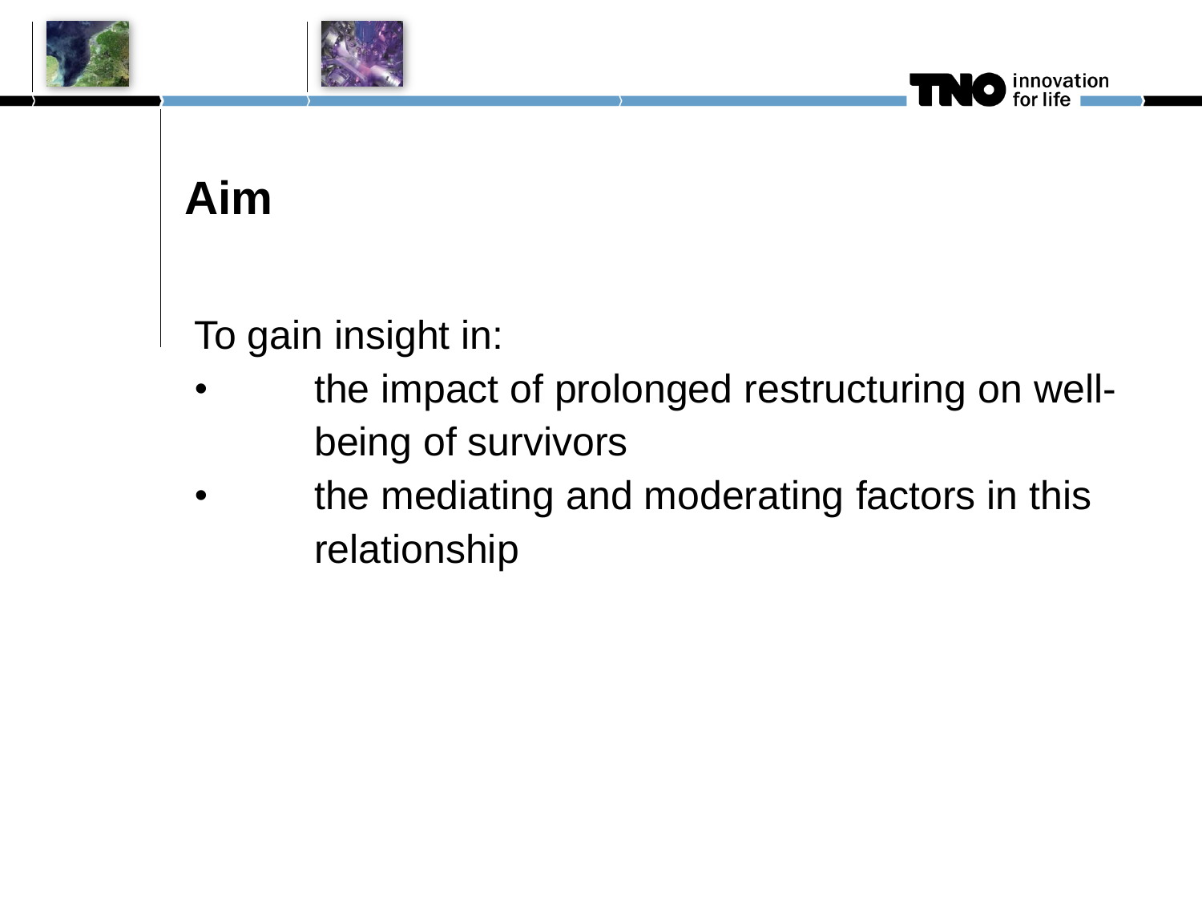# Aim

To gain insight in:

- the impact of prolonged restructuring on well-being of survivors
- the mediating and moderating factors in this relationship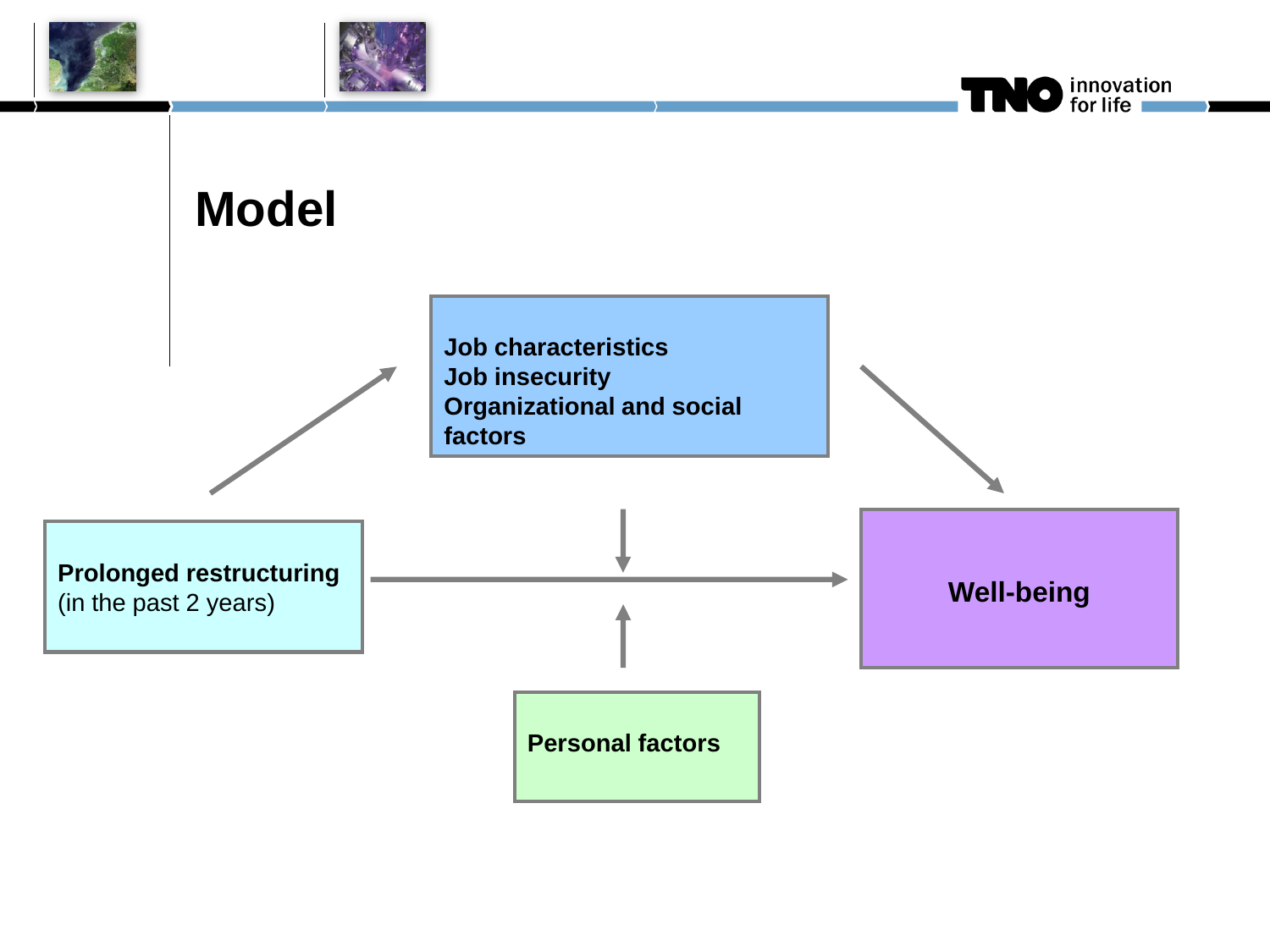# Model

Job characteristics
Job insecurity
Organizational and social factors

Prolonged restructuring
(in the past 2 years)

Well-being

Personal factors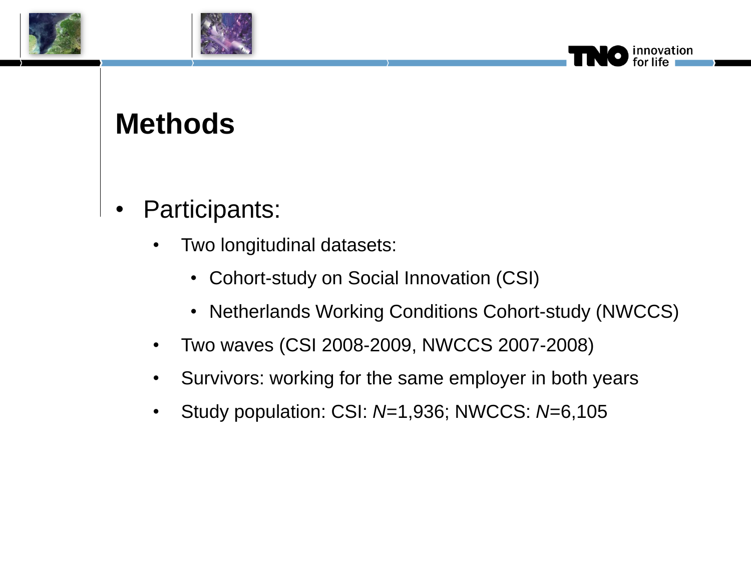# Methods

- Participants:
  - Two longitudinal datasets:
    - Cohort-study on Social Innovation (CSI)
    - Netherlands Working Conditions Cohort-study (NWCCS)
  - Two waves (CSI 2008-2009, NWCCS 2007-2008)
  - Survivors: working for the same employer in both years
  - Study population: CSI: $N$=1,936; NWCCS: $N$=6,105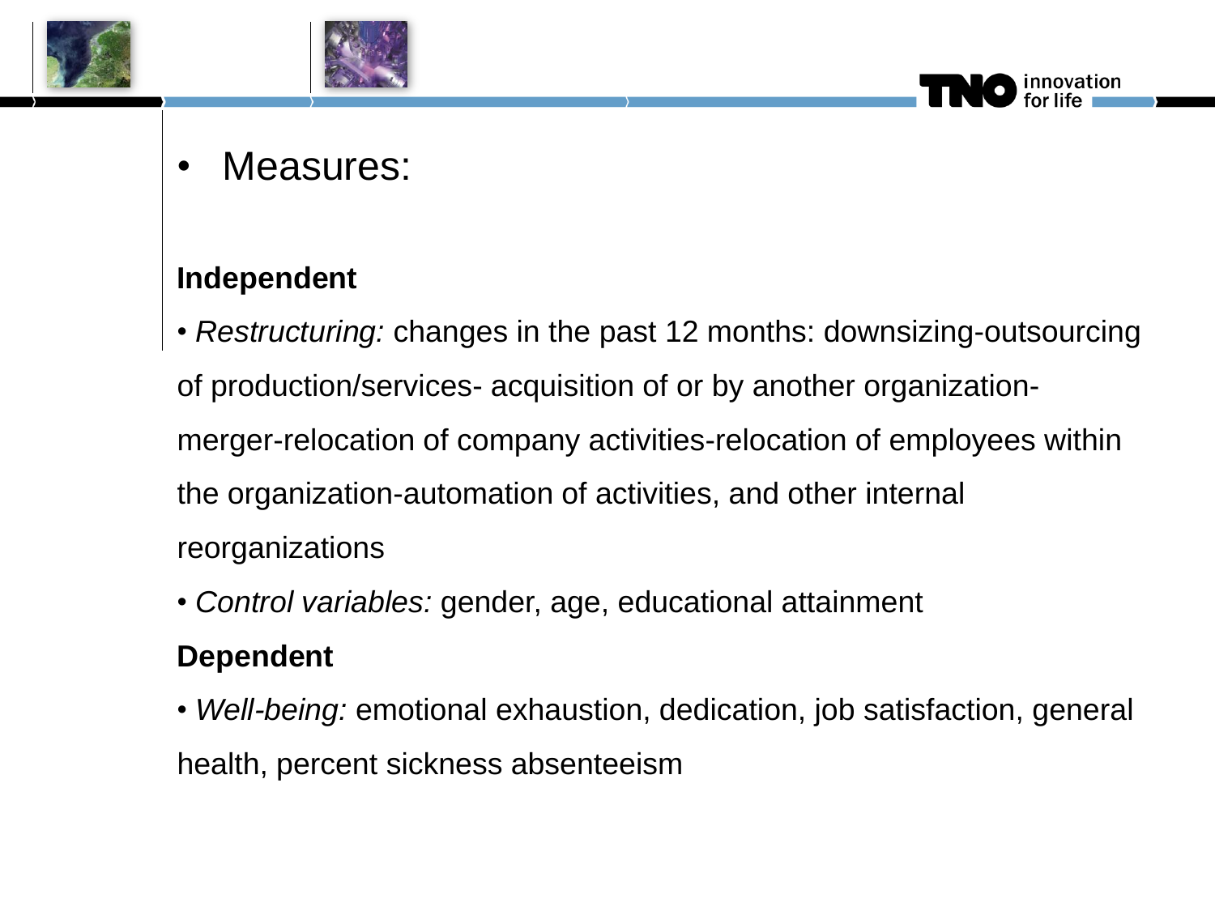- Measures:

**Independent**

- *Restructuring:* changes in the past 12 months: downsizing-outsourcing of production/services- acquisition of or by another organization-merger-relocation of company activities-relocation of employees within the organization-automation of activities, and other internal reorganizations
- *Control variables:* gender, age, educational attainment

**Dependent**

- *Well-being:* emotional exhaustion, dedication, job satisfaction, general health, percent sickness absenteeism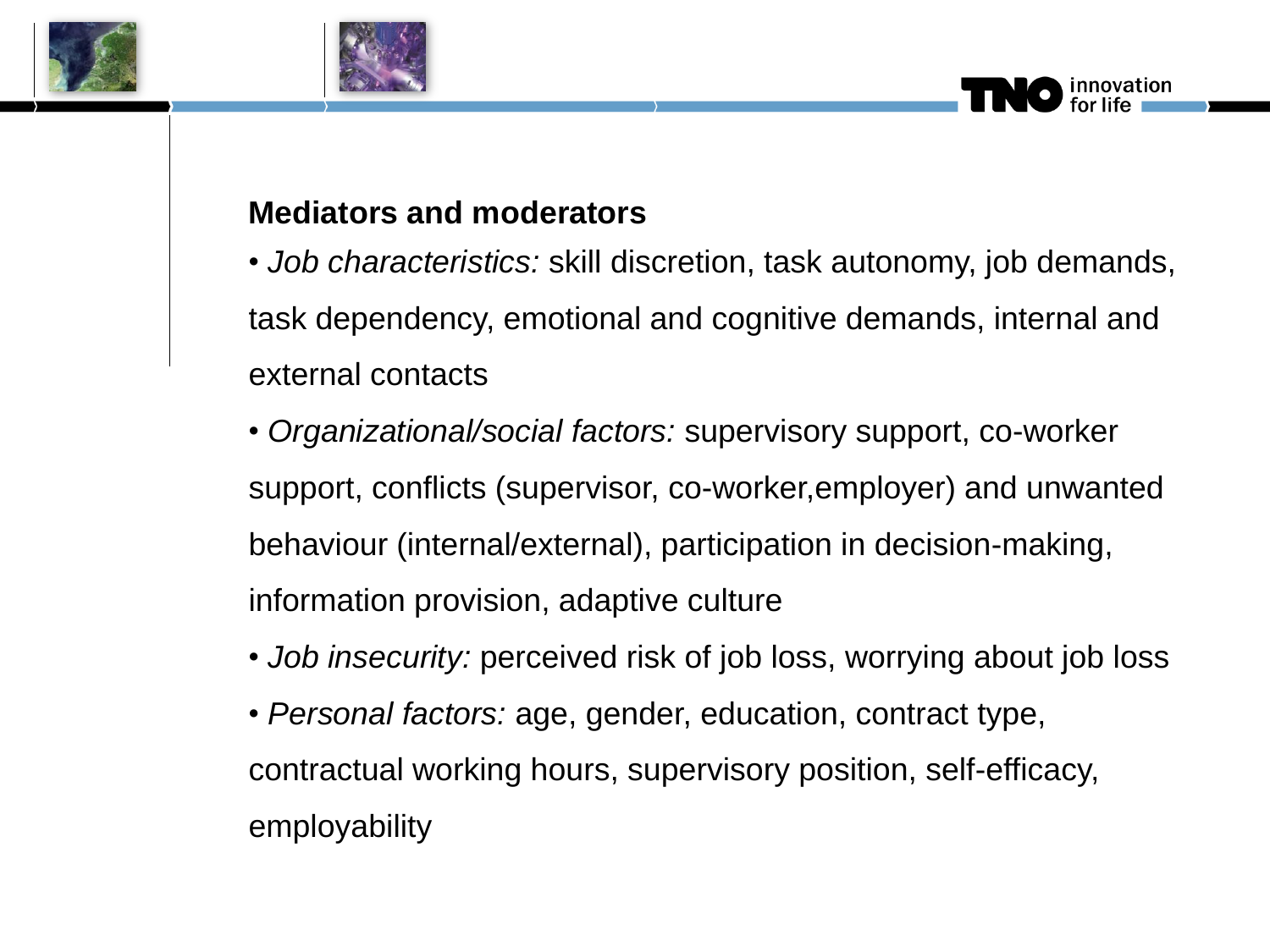## Mediators and moderators

- *Job characteristics:* skill discretion, task autonomy, job demands, task dependency, emotional and cognitive demands, internal and external contacts
- *Organizational/social factors:* supervisory support, co-worker support, conflicts (supervisor, co-worker,employer) and unwanted behaviour (internal/external), participation in decision-making, information provision, adaptive culture
- *Job insecurity:* perceived risk of job loss, worrying about job loss
- *Personal factors:* age, gender, education, contract type, contractual working hours, supervisory position, self-efficacy, employability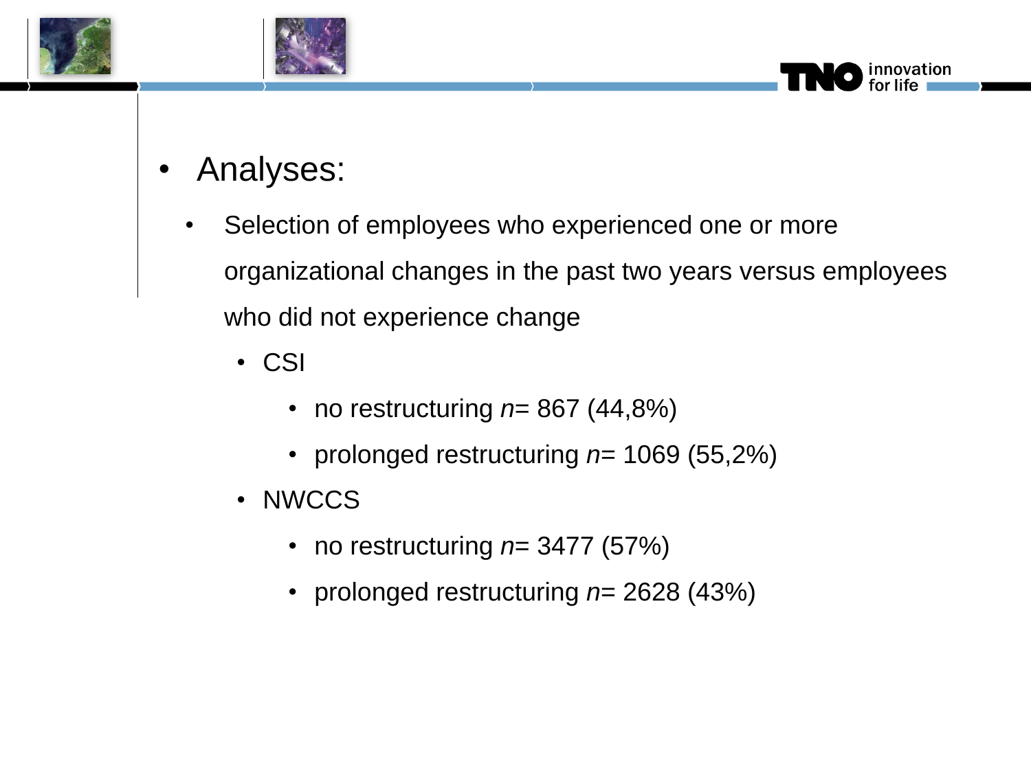- Analyses:
  - Selection of employees who experienced one or more organizational changes in the past two years versus employees who did not experience change
    - CSI
      - no restructuring $n$= 867 (44,8%)
      - prolonged restructuring $n$= 1069 (55,2%)
    - NWCCS
      - no restructuring $n$= 3477 (57%)
      - prolonged restructuring $n$= 2628 (43%)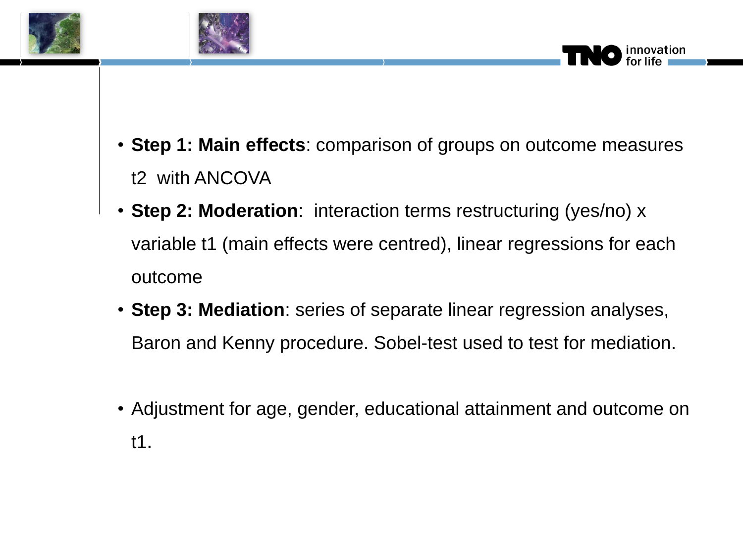- **Step 1: Main effects**: comparison of groups on outcome measures t2 with ANCOVA
- **Step 2: Moderation**: interaction terms restructuring (yes/no) x variable t1 (main effects were centred), linear regressions for each outcome
- **Step 3: Mediation**: series of separate linear regression analyses, Baron and Kenny procedure. Sobel-test used to test for mediation.

- Adjustment for age, gender, educational attainment and outcome on t1.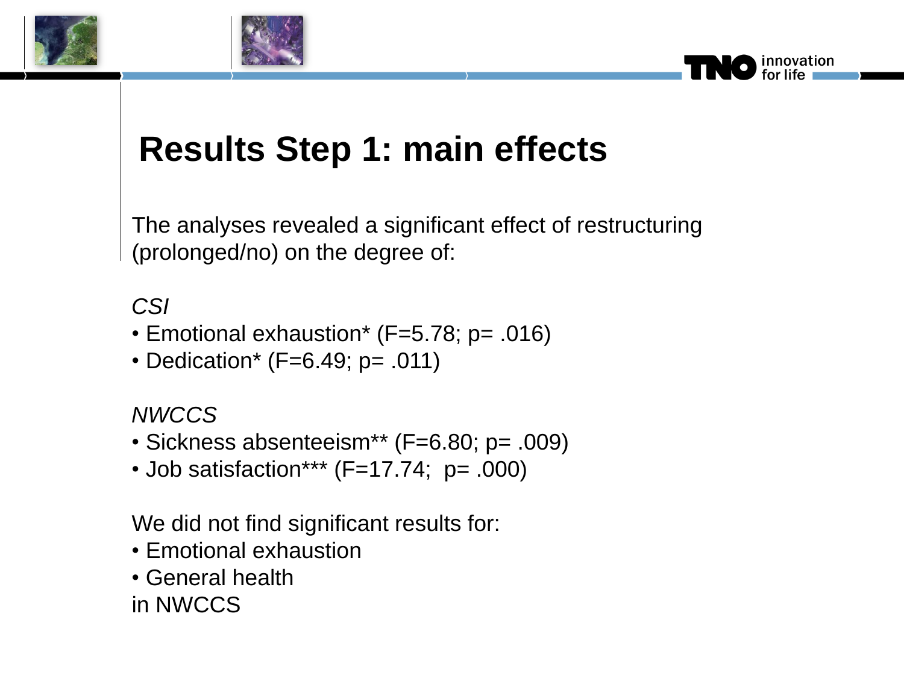# Results Step 1: main effects

The analyses revealed a significant effect of restructuring (prolonged/no) on the degree of:

*CSI*

- Emotional exhaustion* ($F=5.78$; $p= .016$)
- Dedication* ($F=6.49$; $p= .011$)

*NWCCS*

- Sickness absenteeism** ($F=6.80$; $p= .009$)
- Job satisfaction*** ($F=17.74$; $p= .000$)

We did not find significant results for:

- Emotional exhaustion
- General health

in NWCCS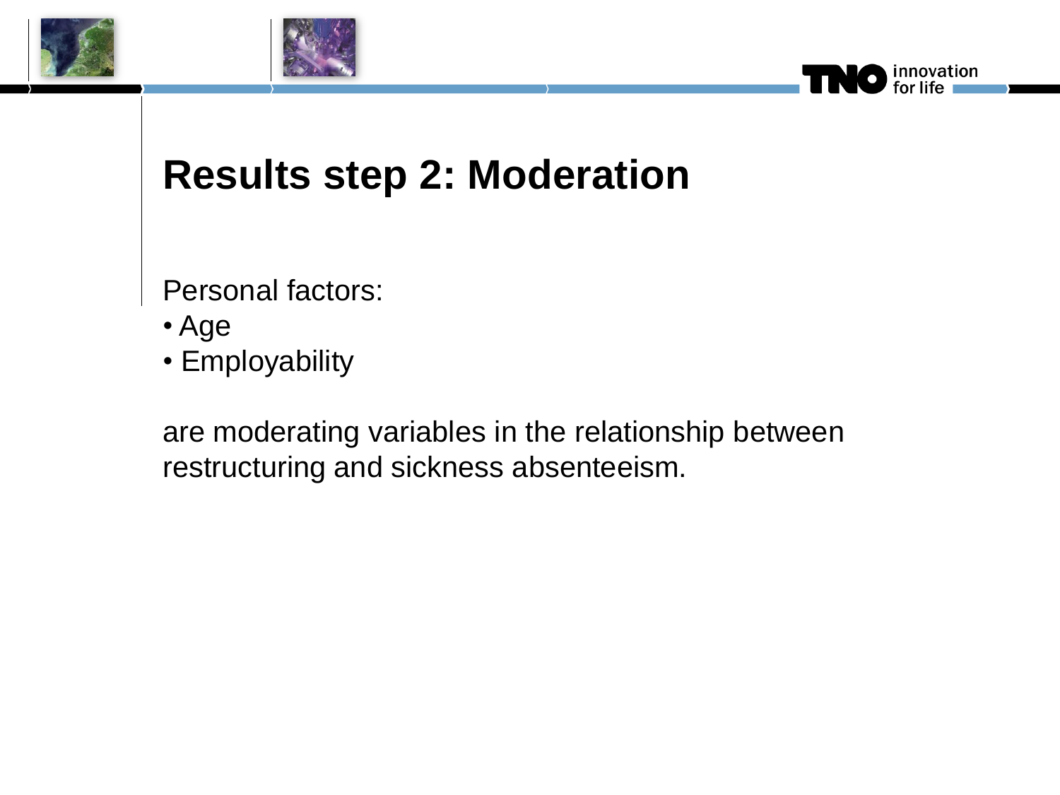# Results step 2: Moderation

Personal factors:

- Age
- Employability

are moderating variables in the relationship between restructuring and sickness absenteeism.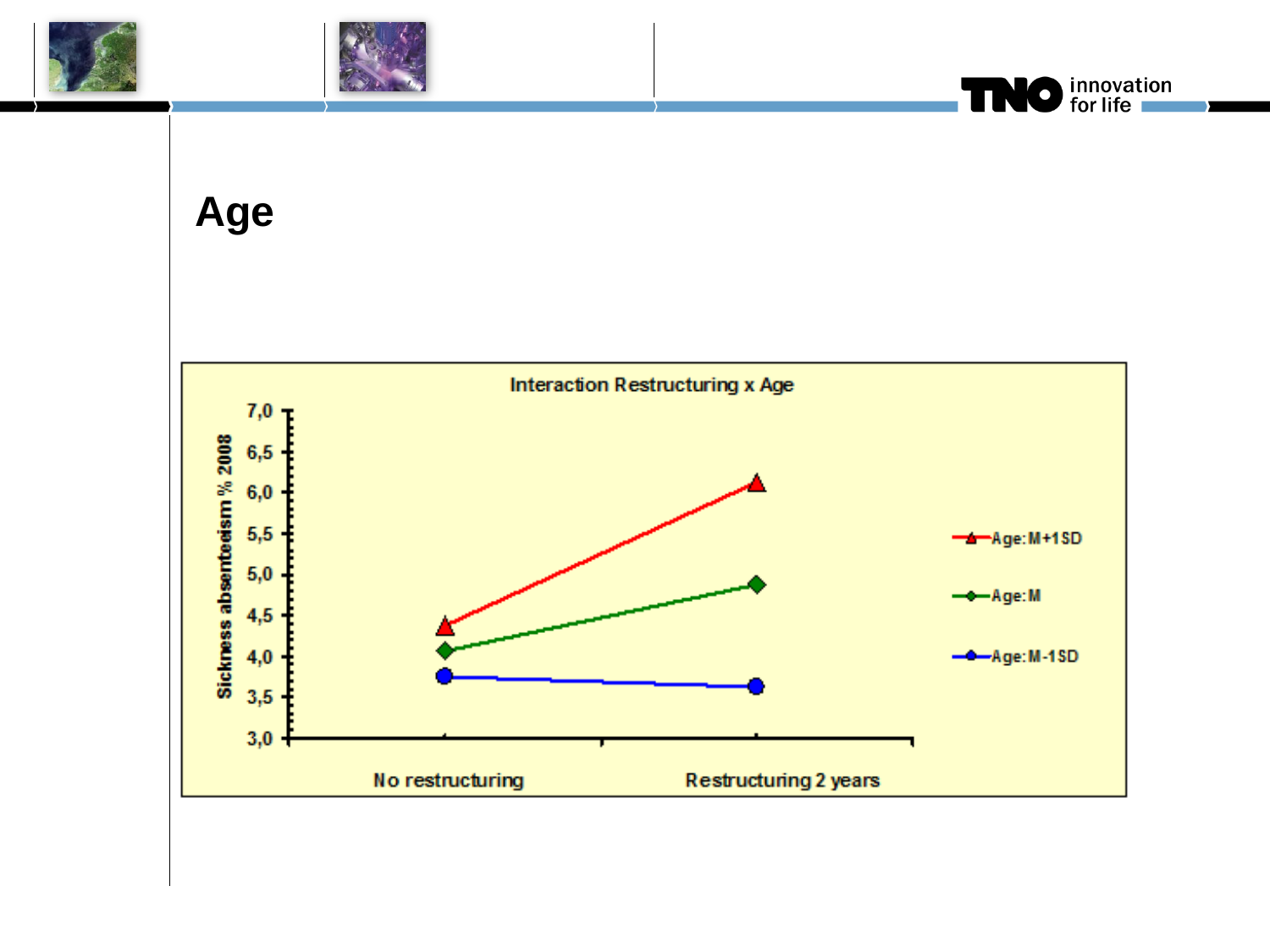# Age

Interaction Restructuring x Age

Sickness absenteeism % 2008

7,0
6,5
6,0
5,5
5,0
4,5
4,0
3,5
3,0

No restructuring

Restructuring 2 years

Age: M+1SD

Age: M

Age: M-1SD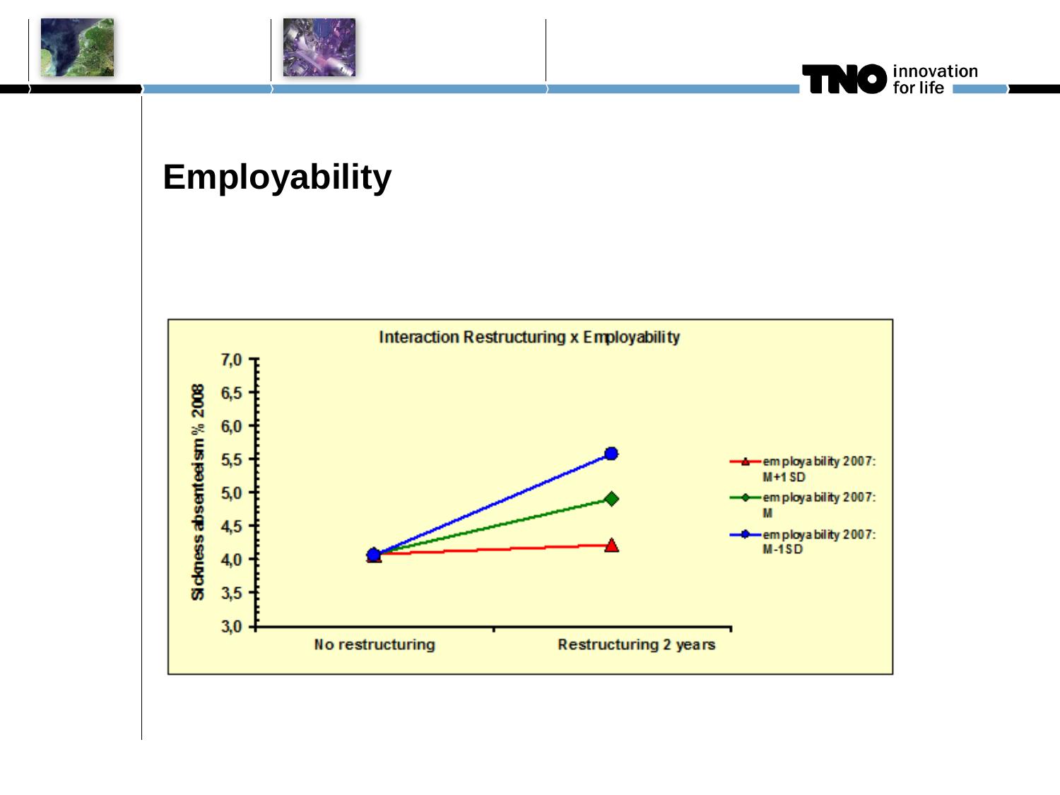# Employability

**Interaction Restructuring x Employability**

Sickness absenteeism % 2008

7,0
6,5
6,0
5,5
5,0
4,5
4,0
3,5
3,0

No restructuring | Restructuring 2 years

- employability 2007: M+1 SD
- employability 2007: M
- employability 2007: M-1 SD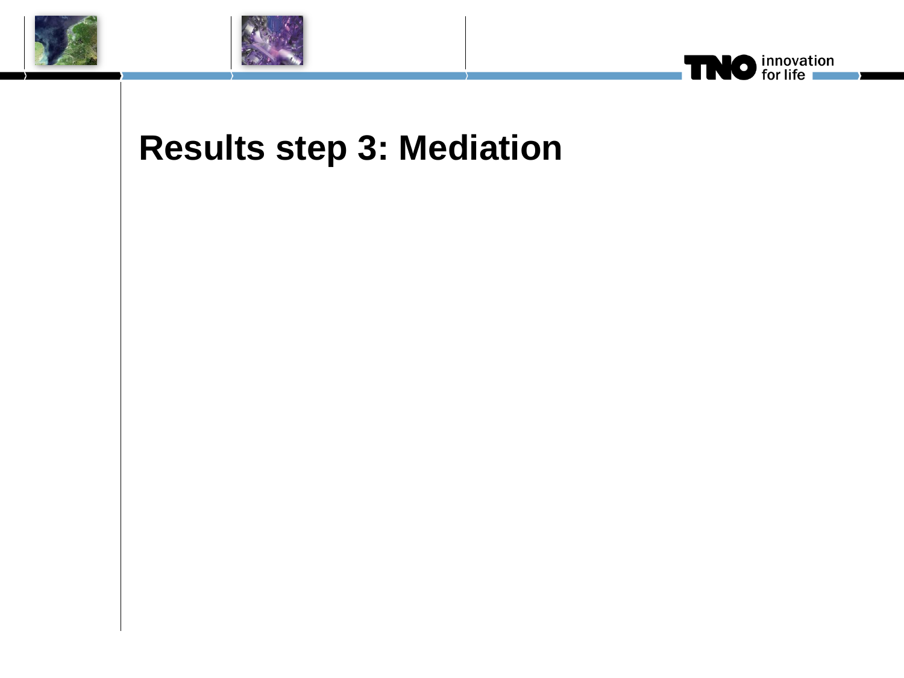# Results step 3: Mediation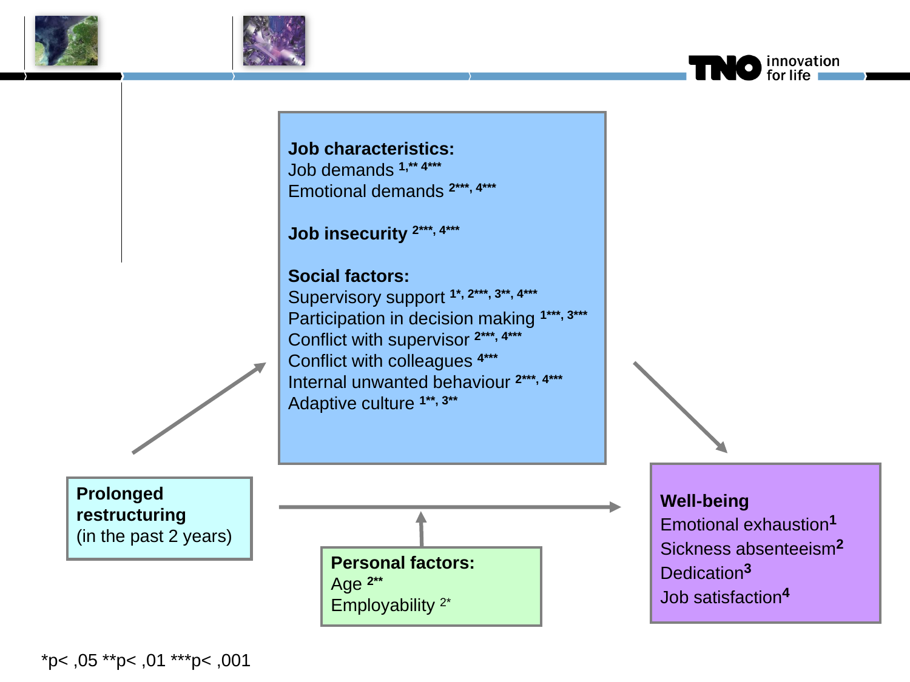**Job characteristics:**
Job demands [1,**] [4***]
Emotional demands [2***, 4***]

**Job insecurity** [2***, 4***]

**Social factors:**
Supervisory support [1*, 2***, 3**, 4***]
Participation in decision making [1***, 3***]
Conflict with supervisor [2***, 4***]
Conflict with colleagues [4***]
Internal unwanted behaviour [2***, 4***]
Adaptive culture [1**, 3**]

**Prolonged restructuring**
(in the past 2 years)

**Personal factors:**
Age [2**]
Employability [2*]

**Well-being**
Emotional exhaustion[1]
Sickness absenteeism[2]
Dedication[3]
Job satisfaction[4]

*p< ,05 **p< ,01 ***p< ,001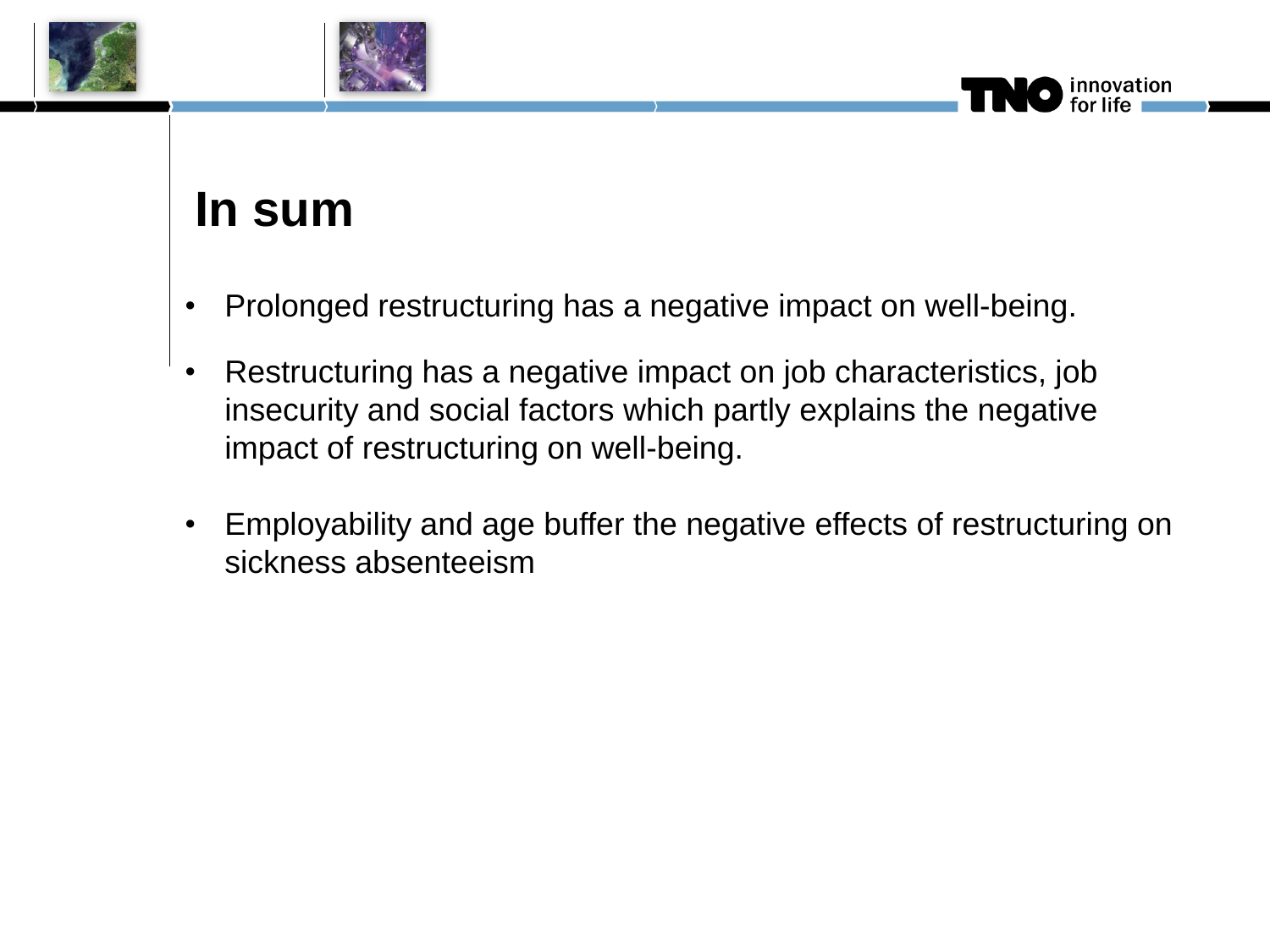# In sum

- Prolonged restructuring has a negative impact on well-being.
- Restructuring has a negative impact on job characteristics, job insecurity and social factors which partly explains the negative impact of restructuring on well-being.
- Employability and age buffer the negative effects of restructuring on sickness absenteeism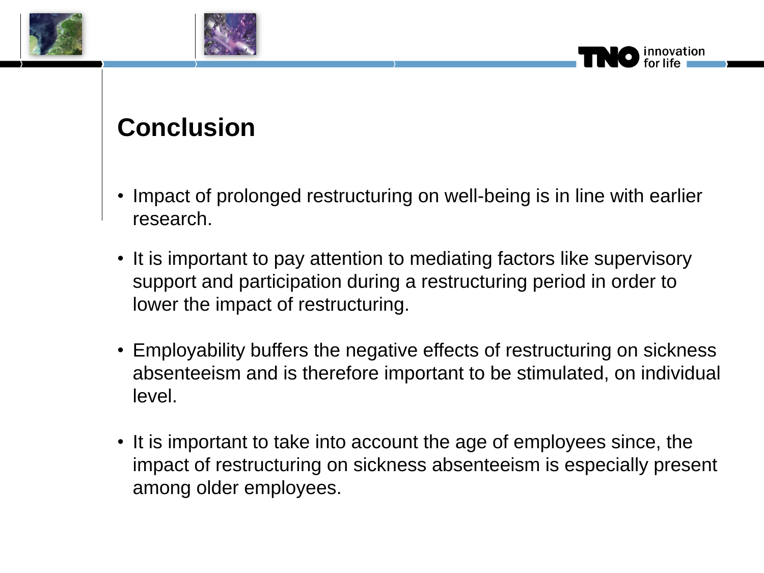# Conclusion

- Impact of prolonged restructuring on well-being is in line with earlier research.
- It is important to pay attention to mediating factors like supervisory support and participation during a restructuring period in order to lower the impact of restructuring.
- Employability buffers the negative effects of restructuring on sickness absenteeism and is therefore important to be stimulated, on individual level.
- It is important to take into account the age of employees since, the impact of restructuring on sickness absenteeism is especially present among older employees.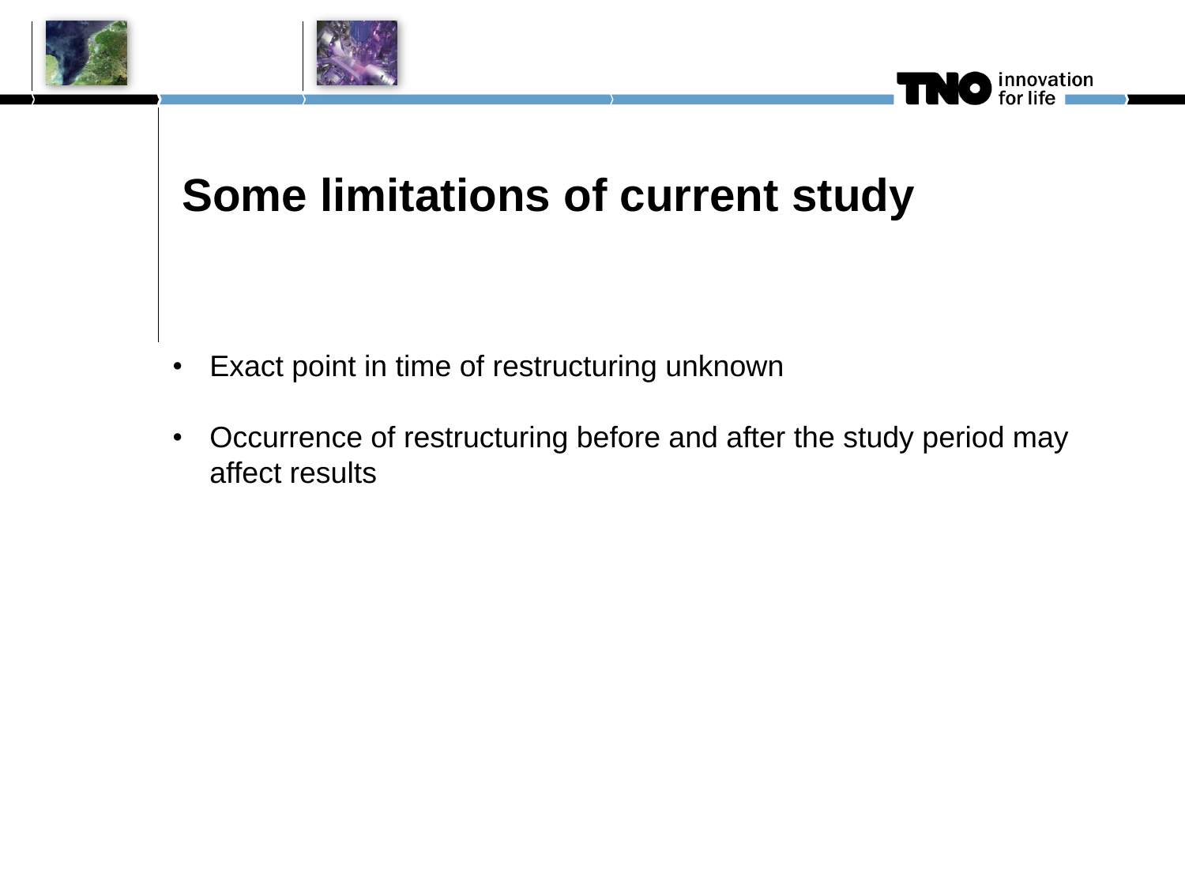# Some limitations of current study

- Exact point in time of restructuring unknown
- Occurrence of restructuring before and after the study period may affect results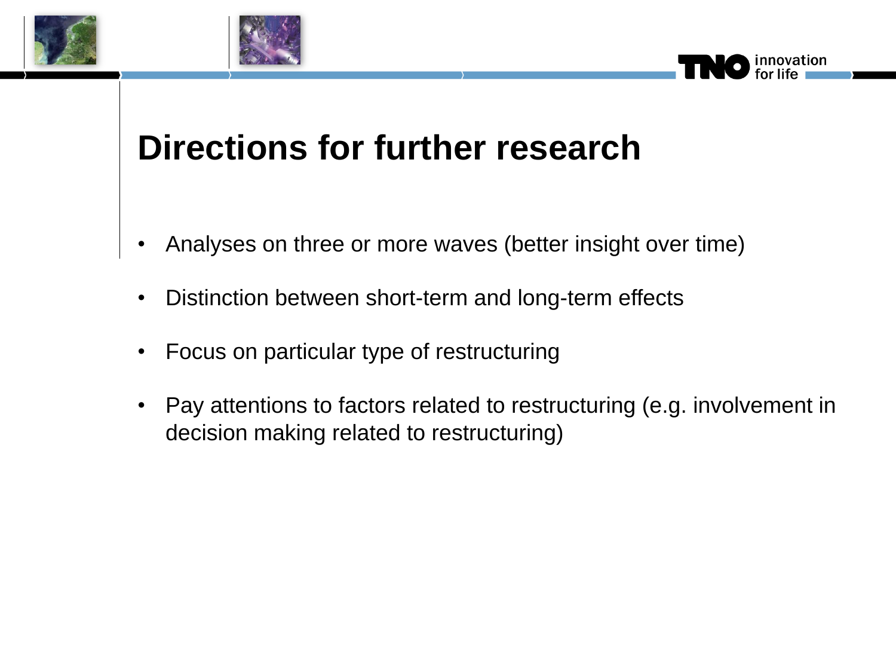# Directions for further research

- Analyses on three or more waves (better insight over time)
- Distinction between short-term and long-term effects
- Focus on particular type of restructuring
- Pay attentions to factors related to restructuring (e.g. involvement in decision making related to restructuring)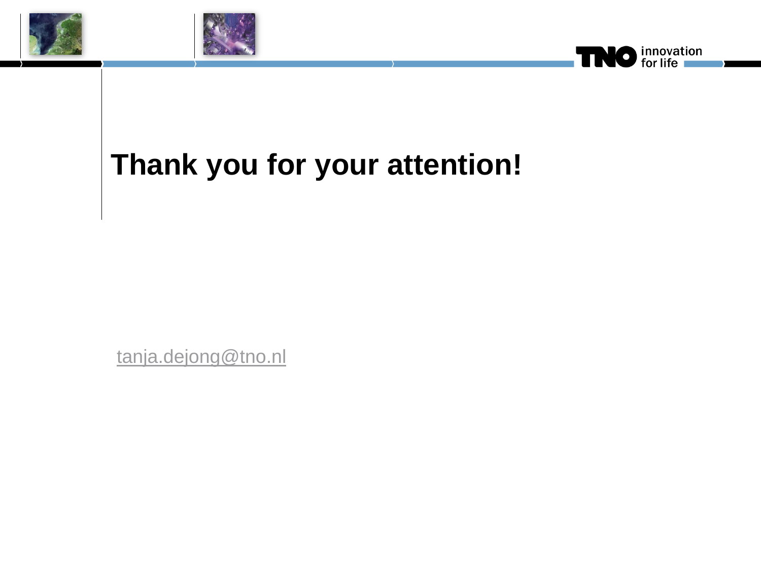# Thank you for your attention!

tanja.dejong@tno.nl